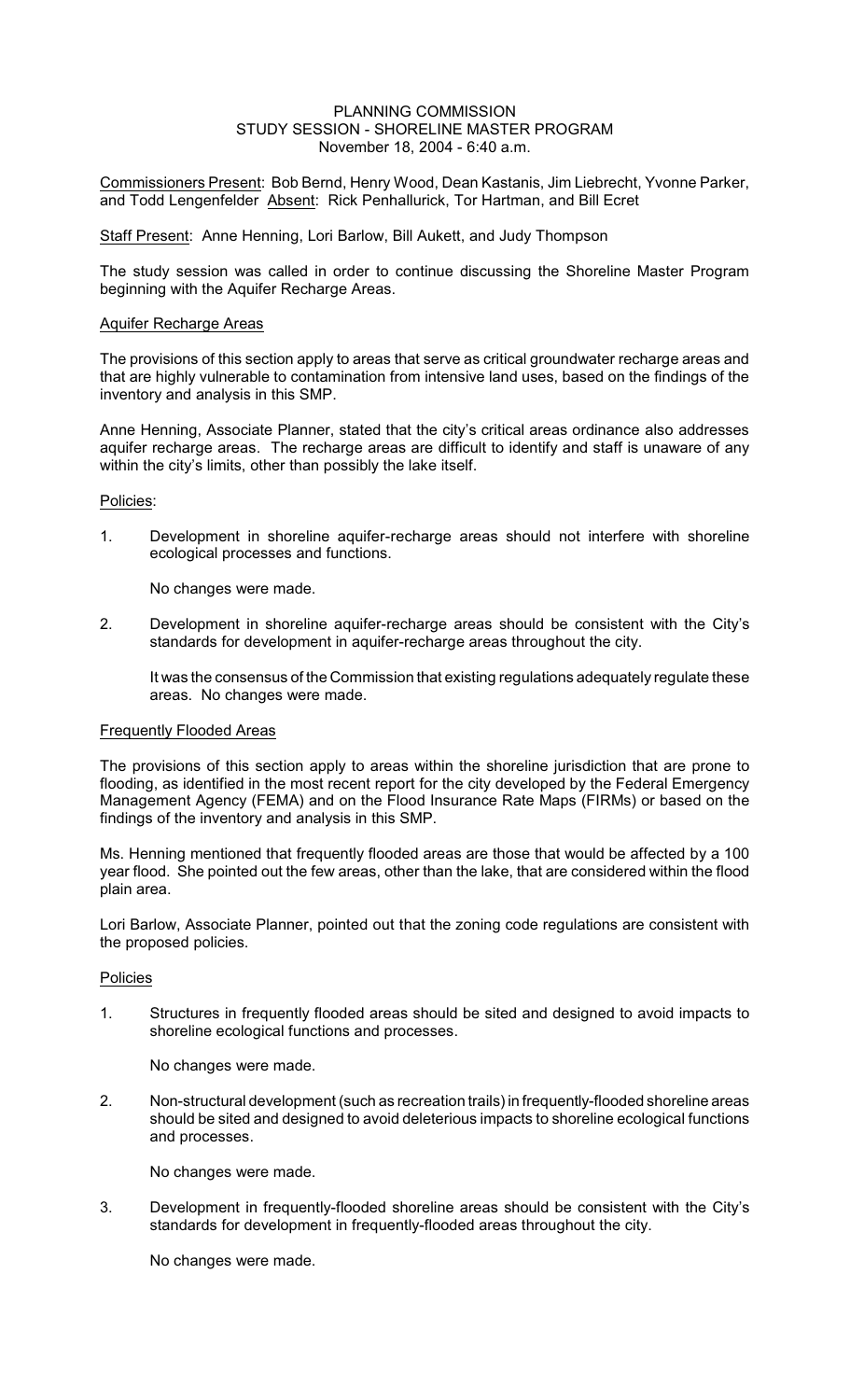# PLANNING COMMISSION
## STUDY SESSION - SHORELINE MASTER PROGRAM
### November 18, 2004 - 6:40 a.m.

Commissioners Present: Bob Bernd, Henry Wood, Dean Kastanis, Jim Liebrecht, Yvonne Parker, and Todd Lengenfelder Absent: Rick Penhallurick, Tor Hartman, and Bill Ecret

Staff Present: Anne Henning, Lori Barlow, Bill Aukett, and Judy Thompson

The study session was called in order to continue discussing the Shoreline Master Program beginning with the Aquifer Recharge Areas.

Aquifer Recharge Areas

The provisions of this section apply to areas that serve as critical groundwater recharge areas and that are highly vulnerable to contamination from intensive land uses, based on the findings of the inventory and analysis in this SMP.

Anne Henning, Associate Planner, stated that the city's critical areas ordinance also addresses aquifer recharge areas. The recharge areas are difficult to identify and staff is unaware of any within the city's limits, other than possibly the lake itself.

Policies:

1. Development in shoreline aquifer-recharge areas should not interfere with shoreline ecological processes and functions.

   No changes were made.

2. Development in shoreline aquifer-recharge areas should be consistent with the City's standards for development in aquifer-recharge areas throughout the city.

   It was the consensus of the Commission that existing regulations adequately regulate these areas. No changes were made.

Frequently Flooded Areas

The provisions of this section apply to areas within the shoreline jurisdiction that are prone to flooding, as identified in the most recent report for the city developed by the Federal Emergency Management Agency (FEMA) and on the Flood Insurance Rate Maps (FIRMs) or based on the findings of the inventory and analysis in this SMP.

Ms. Henning mentioned that frequently flooded areas are those that would be affected by a 100 year flood. She pointed out the few areas, other than the lake, that are considered within the flood plain area.

Lori Barlow, Associate Planner, pointed out that the zoning code regulations are consistent with the proposed policies.

Policies

1. Structures in frequently flooded areas should be sited and designed to avoid impacts to shoreline ecological functions and processes.

   No changes were made.

2. Non-structural development (such as recreation trails) in frequently-flooded shoreline areas should be sited and designed to avoid deleterious impacts to shoreline ecological functions and processes.

   No changes were made.

3. Development in frequently-flooded shoreline areas should be consistent with the City's standards for development in frequently-flooded areas throughout the city.

   No changes were made.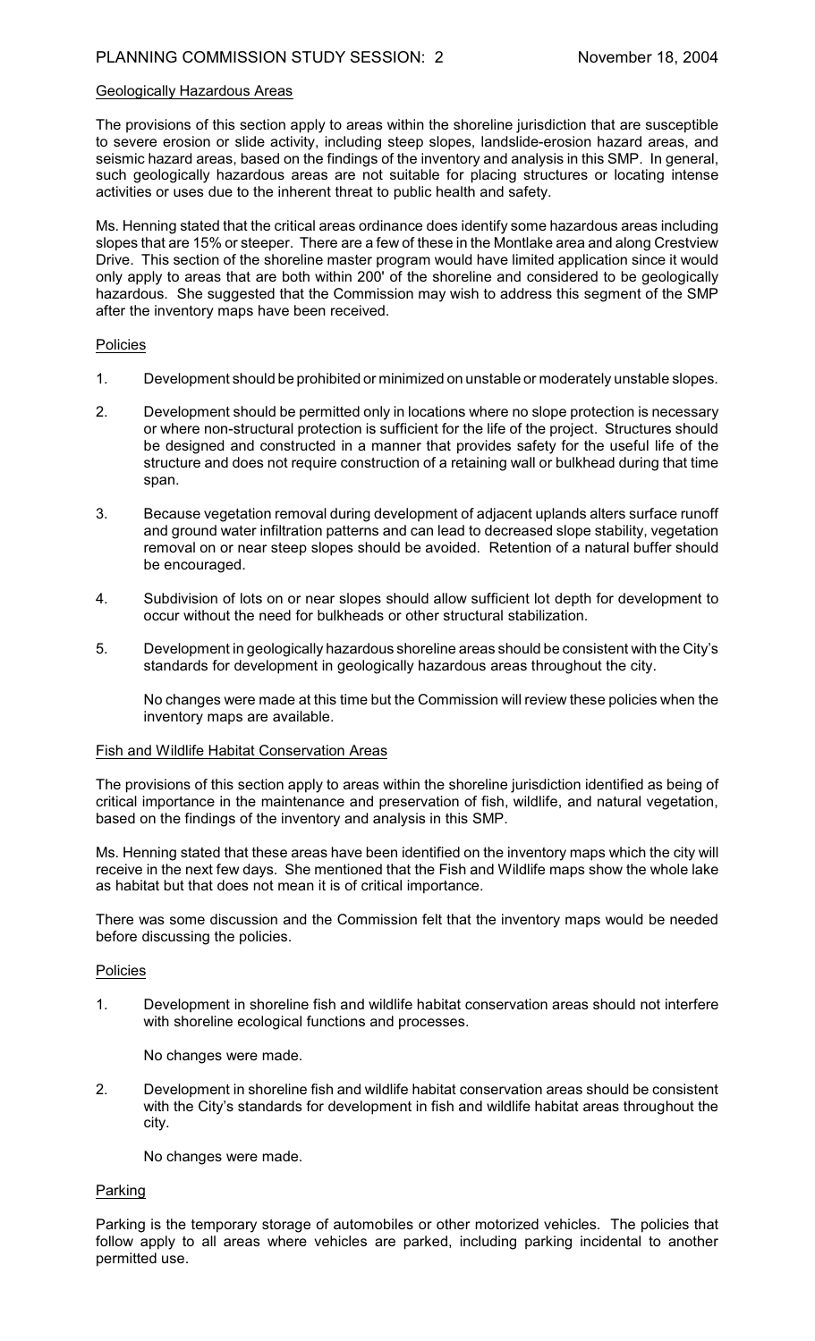### Geologically Hazardous Areas

The provisions of this section apply to areas within the shoreline jurisdiction that are susceptible to severe erosion or slide activity, including steep slopes, landslide-erosion hazard areas, and seismic hazard areas, based on the findings of the inventory and analysis in this SMP. In general, such geologically hazardous areas are not suitable for placing structures or locating intense activities or uses due to the inherent threat to public health and safety.

Ms. Henning stated that the critical areas ordinance does identify some hazardous areas including slopes that are 15% or steeper. There are a few of these in the Montlake area and along Crestview Drive. This section of the shoreline master program would have limited application since it would only apply to areas that are both within 200' of the shoreline and considered to be geologically hazardous. She suggested that the Commission may wish to address this segment of the SMP after the inventory maps have been received.

#### Policies

1. Development should be prohibited or minimized on unstable or moderately unstable slopes.

2. Development should be permitted only in locations where no slope protection is necessary or where non-structural protection is sufficient for the life of the project. Structures should be designed and constructed in a manner that provides safety for the useful life of the structure and does not require construction of a retaining wall or bulkhead during that time span.

3. Because vegetation removal during development of adjacent uplands alters surface runoff and ground water infiltration patterns and can lead to decreased slope stability, vegetation removal on or near steep slopes should be avoided. Retention of a natural buffer should be encouraged.

4. Subdivision of lots on or near slopes should allow sufficient lot depth for development to occur without the need for bulkheads or other structural stabilization.

5. Development in geologically hazardous shoreline areas should be consistent with the City's standards for development in geologically hazardous areas throughout the city.

   No changes were made at this time but the Commission will review these policies when the inventory maps are available.

### Fish and Wildlife Habitat Conservation Areas

The provisions of this section apply to areas within the shoreline jurisdiction identified as being of critical importance in the maintenance and preservation of fish, wildlife, and natural vegetation, based on the findings of the inventory and analysis in this SMP.

Ms. Henning stated that these areas have been identified on the inventory maps which the city will receive in the next few days. She mentioned that the Fish and Wildlife maps show the whole lake as habitat but that does not mean it is of critical importance.

There was some discussion and the Commission felt that the inventory maps would be needed before discussing the policies.

#### Policies

1. Development in shoreline fish and wildlife habitat conservation areas should not interfere with shoreline ecological functions and processes.

   No changes were made.

2. Development in shoreline fish and wildlife habitat conservation areas should be consistent with the City's standards for development in fish and wildlife habitat areas throughout the city.

   No changes were made.

### Parking

Parking is the temporary storage of automobiles or other motorized vehicles. The policies that follow apply to all areas where vehicles are parked, including parking incidental to another permitted use.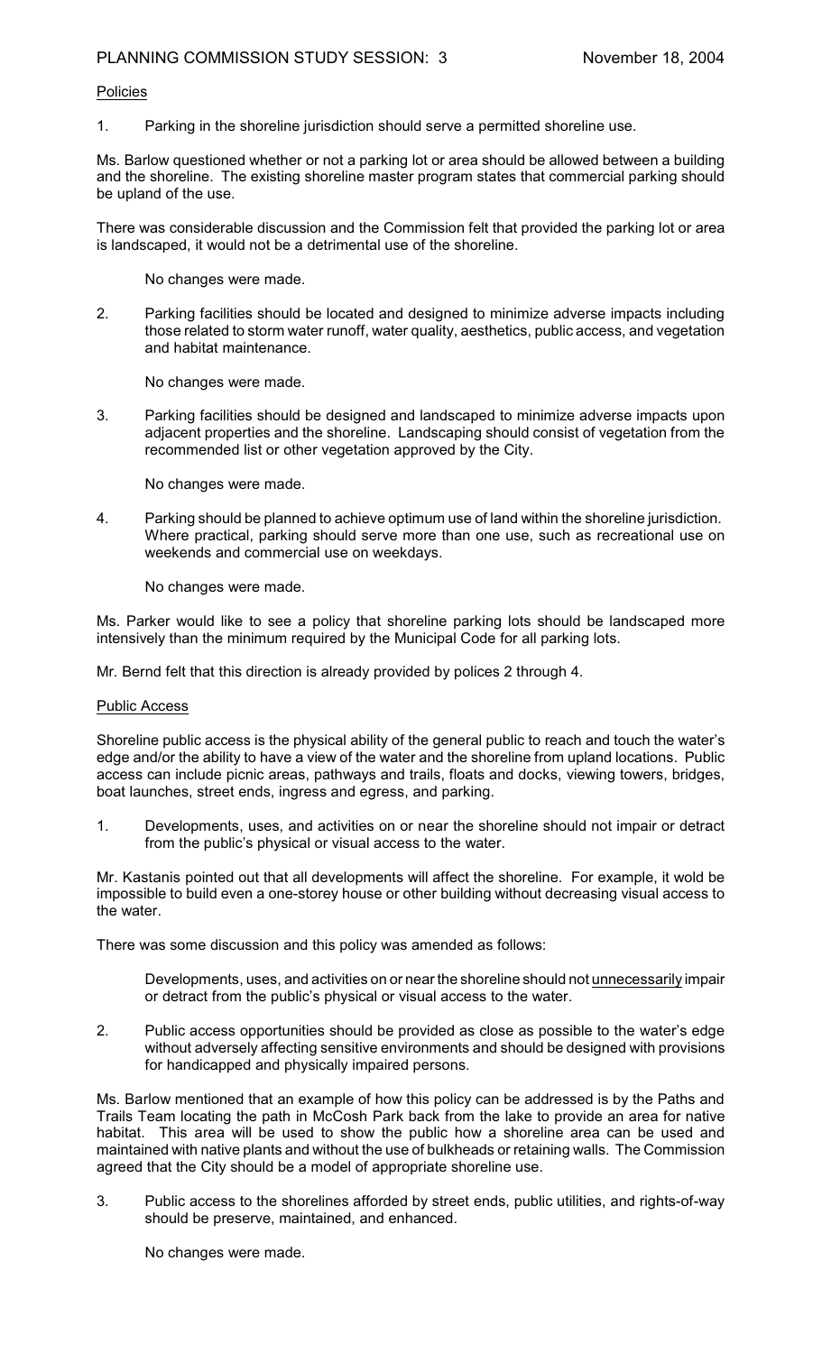Policies

1. Parking in the shoreline jurisdiction should serve a permitted shoreline use.

Ms. Barlow questioned whether or not a parking lot or area should be allowed between a building and the shoreline. The existing shoreline master program states that commercial parking should be upland of the use.

There was considerable discussion and the Commission felt that provided the parking lot or area is landscaped, it would not be a detrimental use of the shoreline.

> No changes were made.

2. Parking facilities should be located and designed to minimize adverse impacts including those related to storm water runoff, water quality, aesthetics, public access, and vegetation and habitat maintenance.

> No changes were made.

3. Parking facilities should be designed and landscaped to minimize adverse impacts upon adjacent properties and the shoreline. Landscaping should consist of vegetation from the recommended list or other vegetation approved by the City.

> No changes were made.

4. Parking should be planned to achieve optimum use of land within the shoreline jurisdiction. Where practical, parking should serve more than one use, such as recreational use on weekends and commercial use on weekdays.

> No changes were made.

Ms. Parker would like to see a policy that shoreline parking lots should be landscaped more intensively than the minimum required by the Municipal Code for all parking lots.

Mr. Bernd felt that this direction is already provided by polices 2 through 4.

Public Access

Shoreline public access is the physical ability of the general public to reach and touch the water's edge and/or the ability to have a view of the water and the shoreline from upland locations. Public access can include picnic areas, pathways and trails, floats and docks, viewing towers, bridges, boat launches, street ends, ingress and egress, and parking.

1. Developments, uses, and activities on or near the shoreline should not impair or detract from the public's physical or visual access to the water.

Mr. Kastanis pointed out that all developments will affect the shoreline. For example, it wold be impossible to build even a one-storey house or other building without decreasing visual access to the water.

There was some discussion and this policy was amended as follows:

> Developments, uses, and activities on or near the shoreline should not unnecessarily impair or detract from the public's physical or visual access to the water.

2. Public access opportunities should be provided as close as possible to the water's edge without adversely affecting sensitive environments and should be designed with provisions for handicapped and physically impaired persons.

Ms. Barlow mentioned that an example of how this policy can be addressed is by the Paths and Trails Team locating the path in McCosh Park back from the lake to provide an area for native habitat. This area will be used to show the public how a shoreline area can be used and maintained with native plants and without the use of bulkheads or retaining walls. The Commission agreed that the City should be a model of appropriate shoreline use.

3. Public access to the shorelines afforded by street ends, public utilities, and rights-of-way should be preserve, maintained, and enhanced.

> No changes were made.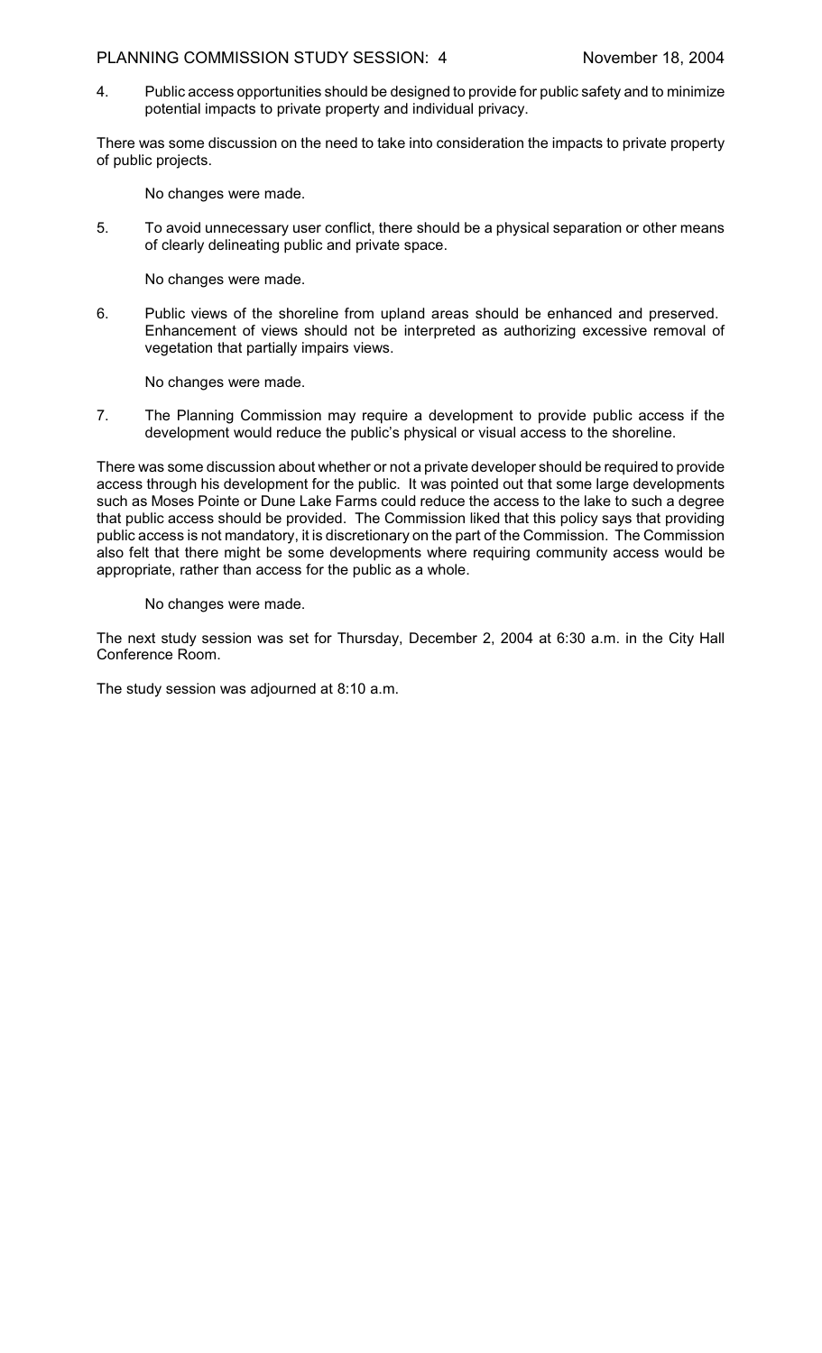4. Public access opportunities should be designed to provide for public safety and to minimize potential impacts to private property and individual privacy.

There was some discussion on the need to take into consideration the impacts to private property of public projects.

No changes were made.

5. To avoid unnecessary user conflict, there should be a physical separation or other means of clearly delineating public and private space.

No changes were made.

6. Public views of the shoreline from upland areas should be enhanced and preserved. Enhancement of views should not be interpreted as authorizing excessive removal of vegetation that partially impairs views.

No changes were made.

7. The Planning Commission may require a development to provide public access if the development would reduce the public's physical or visual access to the shoreline.

There was some discussion about whether or not a private developer should be required to provide access through his development for the public. It was pointed out that some large developments such as Moses Pointe or Dune Lake Farms could reduce the access to the lake to such a degree that public access should be provided. The Commission liked that this policy says that providing public access is not mandatory, it is discretionary on the part of the Commission. The Commission also felt that there might be some developments where requiring community access would be appropriate, rather than access for the public as a whole.

No changes were made.

The next study session was set for Thursday, December 2, 2004 at 6:30 a.m. in the City Hall Conference Room.

The study session was adjourned at 8:10 a.m.